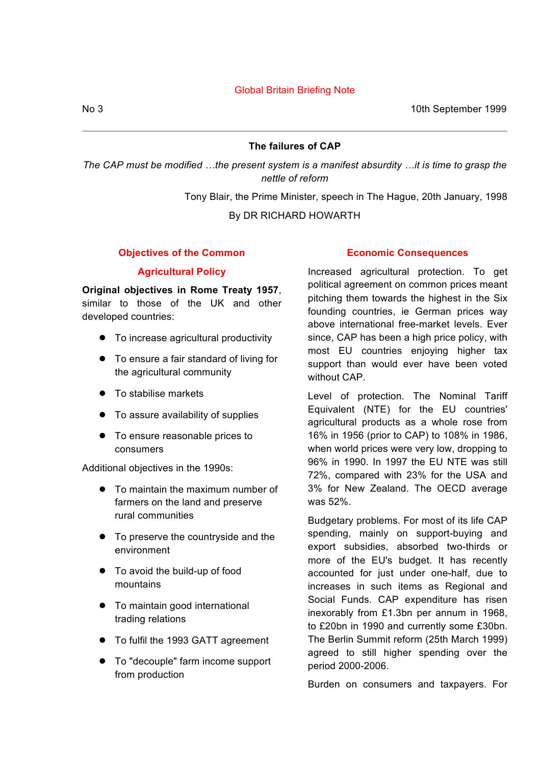Global Britain Briefing Note

No 3 10th September 1999

# The failures of CAP

*The CAP must be modified …the present system is a manifest absurdity …it is time to grasp the nettle of reform*

Tony Blair, the Prime Minister, speech in The Hague, 20th January, 1998

By DR RICHARD HOWARTH

## Objectives of the Common Agricultural Policy

**Original objectives in Rome Treaty 1957**, similar to those of the UK and other developed countries:

- To increase agricultural productivity
- To ensure a fair standard of living for the agricultural community
- To stabilise markets
- To assure availability of supplies
- To ensure reasonable prices to consumers

Additional objectives in the 1990s:

- To maintain the maximum number of farmers on the land and preserve rural communities
- To preserve the countryside and the environment
- To avoid the build-up of food mountains
- To maintain good international trading relations
- To fulfil the 1993 GATT agreement
- To "decouple" farm income support from production

## Economic Consequences

Increased agricultural protection. To get political agreement on common prices meant pitching them towards the highest in the Six founding countries, ie German prices way above international free-market levels. Ever since, CAP has been a high price policy, with most EU countries enjoying higher tax support than would ever have been voted without CAP.

Level of protection. The Nominal Tariff Equivalent (NTE) for the EU countries' agricultural products as a whole rose from 16% in 1956 (prior to CAP) to 108% in 1986, when world prices were very low, dropping to 96% in 1990. In 1997 the EU NTE was still 72%, compared with 23% for the USA and 3% for New Zealand. The OECD average was 52%.

Budgetary problems. For most of its life CAP spending, mainly on support-buying and export subsidies, absorbed two-thirds or more of the EU's budget. It has recently accounted for just under one-half, due to increases in such items as Regional and Social Funds. CAP expenditure has risen inexorably from £1.3bn per annum in 1968, to £20bn in 1990 and currently some £30bn. The Berlin Summit reform (25th March 1999) agreed to still higher spending over the period 2000-2006.

Burden on consumers and taxpayers. For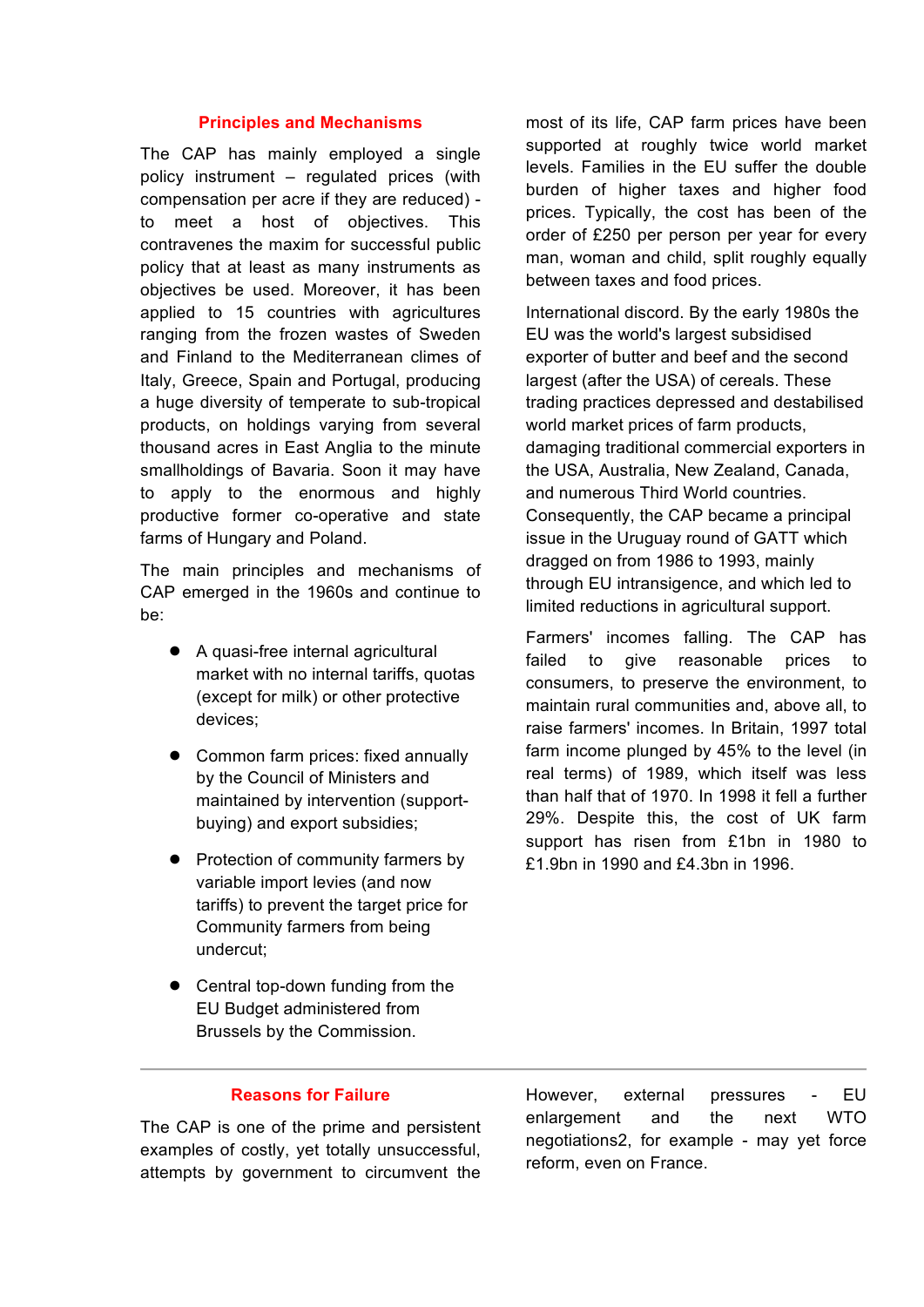## Principles and Mechanisms

The CAP has mainly employed a single policy instrument – regulated prices (with compensation per acre if they are reduced) - to meet a host of objectives. This contravenes the maxim for successful public policy that at least as many instruments as objectives be used. Moreover, it has been applied to 15 countries with agricultures ranging from the frozen wastes of Sweden and Finland to the Mediterranean climes of Italy, Greece, Spain and Portugal, producing a huge diversity of temperate to sub-tropical products, on holdings varying from several thousand acres in East Anglia to the minute smallholdings of Bavaria. Soon it may have to apply to the enormous and highly productive former co-operative and state farms of Hungary and Poland.

The main principles and mechanisms of CAP emerged in the 1960s and continue to be:

- A quasi-free internal agricultural market with no internal tariffs, quotas (except for milk) or other protective devices;
- Common farm prices: fixed annually by the Council of Ministers and maintained by intervention (support-buying) and export subsidies;
- Protection of community farmers by variable import levies (and now tariffs) to prevent the target price for Community farmers from being undercut;
- Central top-down funding from the EU Budget administered from Brussels by the Commission.

most of its life, CAP farm prices have been supported at roughly twice world market levels. Families in the EU suffer the double burden of higher taxes and higher food prices. Typically, the cost has been of the order of £250 per person per year for every man, woman and child, split roughly equally between taxes and food prices.

International discord. By the early 1980s the EU was the world's largest subsidised exporter of butter and beef and the second largest (after the USA) of cereals. These trading practices depressed and destabilised world market prices of farm products, damaging traditional commercial exporters in the USA, Australia, New Zealand, Canada, and numerous Third World countries. Consequently, the CAP became a principal issue in the Uruguay round of GATT which dragged on from 1986 to 1993, mainly through EU intransigence, and which led to limited reductions in agricultural support.

Farmers' incomes falling. The CAP has failed to give reasonable prices to consumers, to preserve the environment, to maintain rural communities and, above all, to raise farmers' incomes. In Britain, 1997 total farm income plunged by 45% to the level (in real terms) of 1989, which itself was less than half that of 1970. In 1998 it fell a further 29%. Despite this, the cost of UK farm support has risen from £1bn in 1980 to £1.9bn in 1990 and £4.3bn in 1996.

---

## Reasons for Failure

The CAP is one of the prime and persistent examples of costly, yet totally unsuccessful, attempts by government to circumvent the

However, external pressures - EU enlargement and the next WTO negotiations2, for example - may yet force reform, even on France.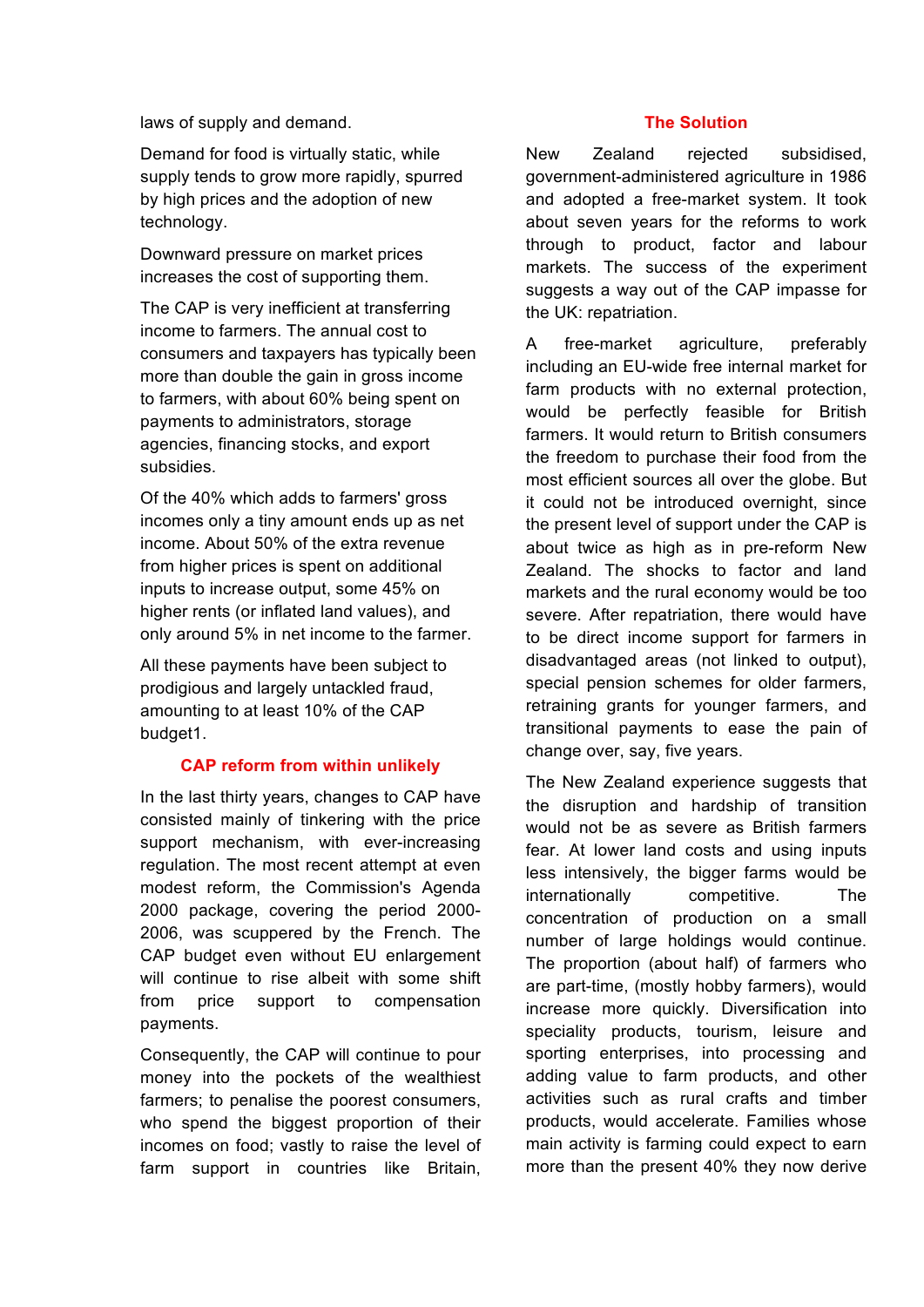laws of supply and demand.

Demand for food is virtually static, while supply tends to grow more rapidly, spurred by high prices and the adoption of new technology.

Downward pressure on market prices increases the cost of supporting them.

The CAP is very inefficient at transferring income to farmers. The annual cost to consumers and taxpayers has typically been more than double the gain in gross income to farmers, with about 60% being spent on payments to administrators, storage agencies, financing stocks, and export subsidies.

Of the 40% which adds to farmers' gross incomes only a tiny amount ends up as net income. About 50% of the extra revenue from higher prices is spent on additional inputs to increase output, some 45% on higher rents (or inflated land values), and only around 5% in net income to the farmer.

All these payments have been subject to prodigious and largely untackled fraud, amounting to at least 10% of the CAP budget[1].

## CAP reform from within unlikely

In the last thirty years, changes to CAP have consisted mainly of tinkering with the price support mechanism, with ever-increasing regulation. The most recent attempt at even modest reform, the Commission's Agenda 2000 package, covering the period 2000-2006, was scuppered by the French. The CAP budget even without EU enlargement will continue to rise albeit with some shift from price support to compensation payments.

Consequently, the CAP will continue to pour money into the pockets of the wealthiest farmers; to penalise the poorest consumers, who spend the biggest proportion of their incomes on food; vastly to raise the level of farm support in countries like Britain,

## The Solution

New Zealand rejected subsidised, government-administered agriculture in 1986 and adopted a free-market system. It took about seven years for the reforms to work through to product, factor and labour markets. The success of the experiment suggests a way out of the CAP impasse for the UK: repatriation.

A free-market agriculture, preferably including an EU-wide free internal market for farm products with no external protection, would be perfectly feasible for British farmers. It would return to British consumers the freedom to purchase their food from the most efficient sources all over the globe. But it could not be introduced overnight, since the present level of support under the CAP is about twice as high as in pre-reform New Zealand. The shocks to factor and land markets and the rural economy would be too severe. After repatriation, there would have to be direct income support for farmers in disadvantaged areas (not linked to output), special pension schemes for older farmers, retraining grants for younger farmers, and transitional payments to ease the pain of change over, say, five years.

The New Zealand experience suggests that the disruption and hardship of transition would not be as severe as British farmers fear. At lower land costs and using inputs less intensively, the bigger farms would be internationally competitive. The concentration of production on a small number of large holdings would continue. The proportion (about half) of farmers who are part-time, (mostly hobby farmers), would increase more quickly. Diversification into speciality products, tourism, leisure and sporting enterprises, into processing and adding value to farm products, and other activities such as rural crafts and timber products, would accelerate. Families whose main activity is farming could expect to earn more than the present 40% they now derive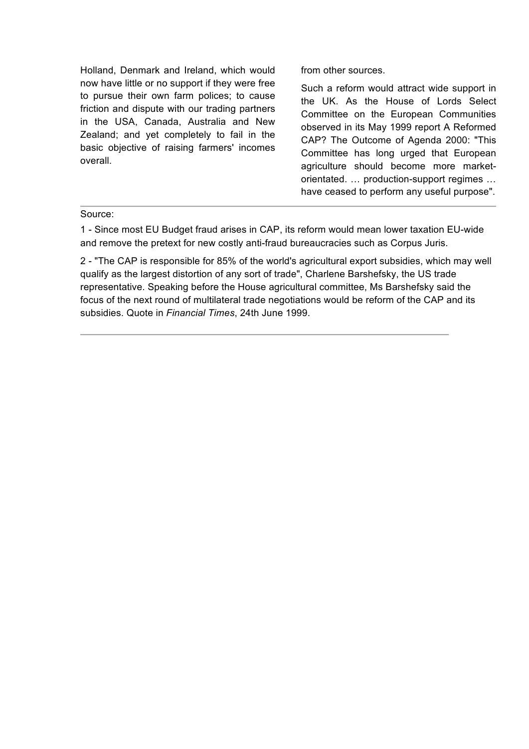Holland, Denmark and Ireland, which would now have little or no support if they were free to pursue their own farm polices; to cause friction and dispute with our trading partners in the USA, Canada, Australia and New Zealand; and yet completely to fail in the basic objective of raising farmers' incomes overall.

from other sources.

Such a reform would attract wide support in the UK. As the House of Lords Select Committee on the European Communities observed in its May 1999 report A Reformed CAP? The Outcome of Agenda 2000: "This Committee has long urged that European agriculture should become more market-orientated. … production-support regimes … have ceased to perform any useful purpose".

---

Source:

1 - Since most EU Budget fraud arises in CAP, its reform would mean lower taxation EU-wide and remove the pretext for new costly anti-fraud bureaucracies such as Corpus Juris.

2 - "The CAP is responsible for 85% of the world's agricultural export subsidies, which may well qualify as the largest distortion of any sort of trade", Charlene Barshefsky, the US trade representative. Speaking before the House agricultural committee, Ms Barshefsky said the focus of the next round of multilateral trade negotiations would be reform of the CAP and its subsidies. Quote in *Financial Times*, 24th June 1999.